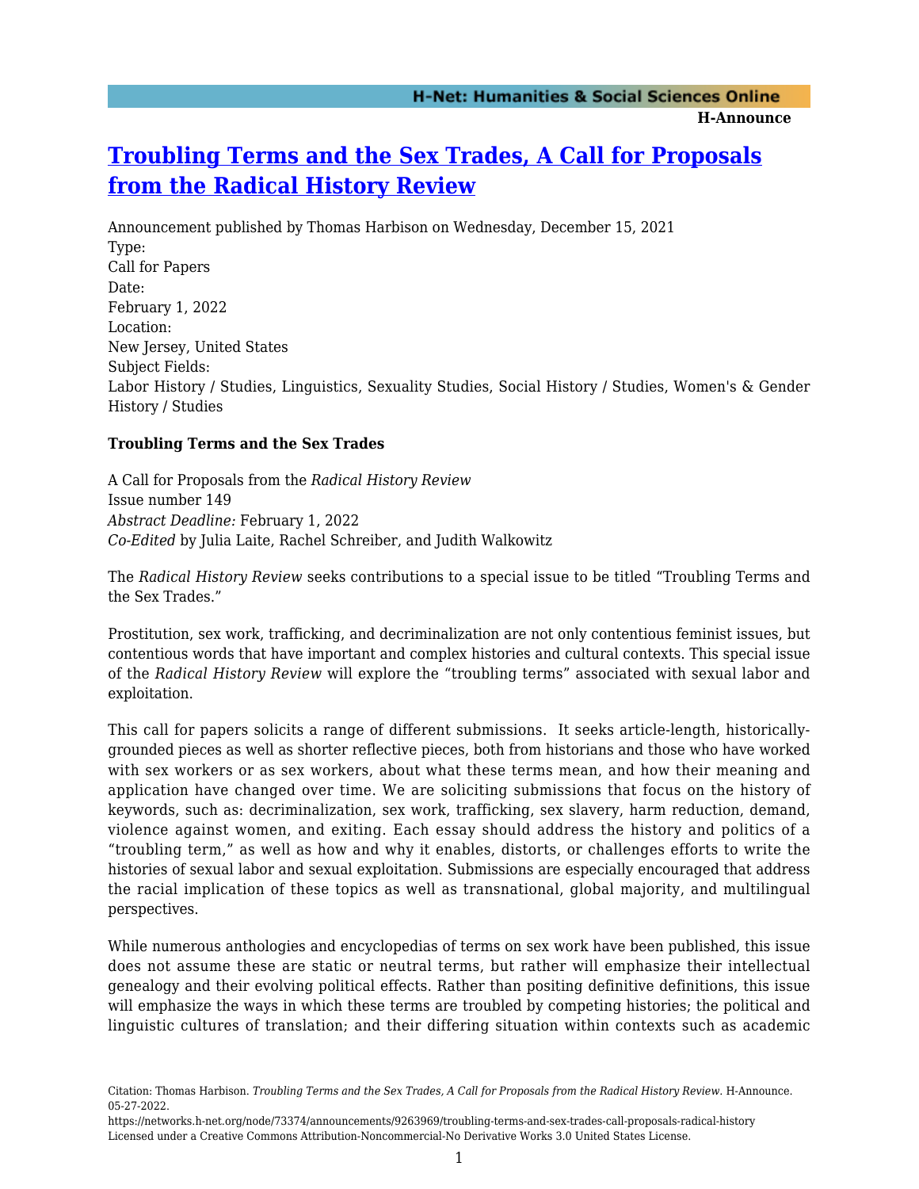# [Troubling Terms and the Sex Trades, A Call for Proposals from the Radical History Review](https://networks.h-net.org/node/73374/announcements/9263969/troubling-terms-and-sex-trades-call-proposals-radical-history)

Announcement published by Thomas Harbison on Wednesday, December 15, 2021

Type:

Call for Papers

Date:

February 1, 2022

Location:

New Jersey, United States

Subject Fields:

Labor History / Studies, Linguistics, Sexuality Studies, Social History / Studies, Women's & Gender History / Studies

**Troubling Terms and the Sex Trades**

A Call for Proposals from the *Radical History Review*
Issue number 149
*Abstract Deadline:* February 1, 2022
*Co-Edited* by Julia Laite, Rachel Schreiber, and Judith Walkowitz

The *Radical History Review* seeks contributions to a special issue to be titled "Troubling Terms and the Sex Trades."

Prostitution, sex work, trafficking, and decriminalization are not only contentious feminist issues, but contentious words that have important and complex histories and cultural contexts. This special issue of the *Radical History Review* will explore the "troubling terms" associated with sexual labor and exploitation.

This call for papers solicits a range of different submissions. It seeks article-length, historically-grounded pieces as well as shorter reflective pieces, both from historians and those who have worked with sex workers or as sex workers, about what these terms mean, and how their meaning and application have changed over time. We are soliciting submissions that focus on the history of keywords, such as: decriminalization, sex work, trafficking, sex slavery, harm reduction, demand, violence against women, and exiting. Each essay should address the history and politics of a "troubling term," as well as how and why it enables, distorts, or challenges efforts to write the histories of sexual labor and sexual exploitation. Submissions are especially encouraged that address the racial implication of these topics as well as transnational, global majority, and multilingual perspectives.

While numerous anthologies and encyclopedias of terms on sex work have been published, this issue does not assume these are static or neutral terms, but rather will emphasize their intellectual genealogy and their evolving political effects. Rather than positing definitive definitions, this issue will emphasize the ways in which these terms are troubled by competing histories; the political and linguistic cultures of translation; and their differing situation within contexts such as academic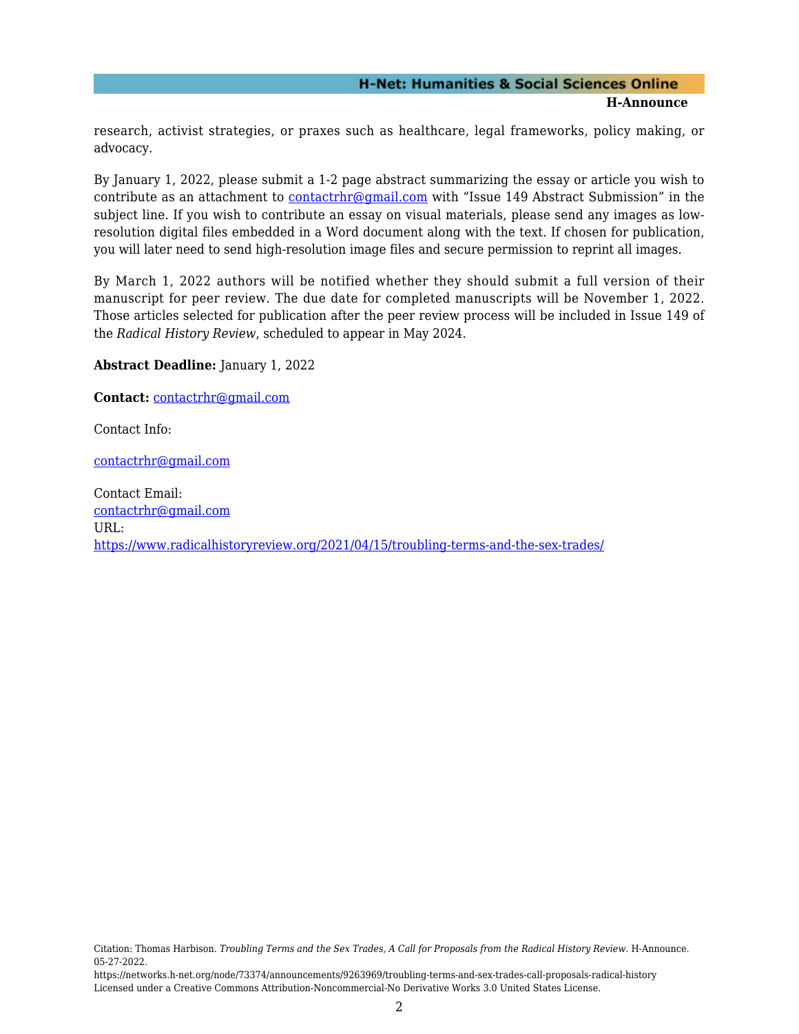research, activist strategies, or praxes such as healthcare, legal frameworks, policy making, or advocacy.

By January 1, 2022, please submit a 1-2 page abstract summarizing the essay or article you wish to contribute as an attachment to contactrhr@gmail.com with "Issue 149 Abstract Submission" in the subject line. If you wish to contribute an essay on visual materials, please send any images as low-resolution digital files embedded in a Word document along with the text. If chosen for publication, you will later need to send high-resolution image files and secure permission to reprint all images.

By March 1, 2022 authors will be notified whether they should submit a full version of their manuscript for peer review. The due date for completed manuscripts will be November 1, 2022. Those articles selected for publication after the peer review process will be included in Issue 149 of the *Radical History Review*, scheduled to appear in May 2024.

**Abstract Deadline:** January 1, 2022

**Contact:** contactrhr@gmail.com

Contact Info:

contactrhr@gmail.com

Contact Email:
contactrhr@gmail.com
URL:
https://www.radicalhistoryreview.org/2021/04/15/troubling-terms-and-the-sex-trades/

Citation: Thomas Harbison. *Troubling Terms and the Sex Trades, A Call for Proposals from the Radical History Review*. H-Announce. 05-27-2022.
https://networks.h-net.org/node/73374/announcements/9263969/troubling-terms-and-sex-trades-call-proposals-radical-history
Licensed under a Creative Commons Attribution-Noncommercial-No Derivative Works 3.0 United States License.